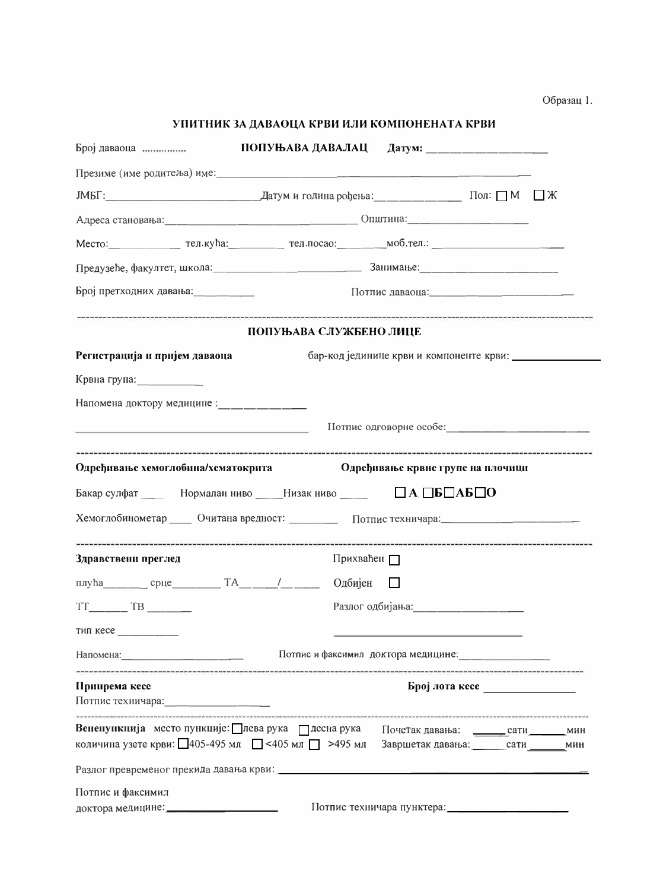Образац 1.

## УПИТНИК ЗА ДАВАОЦА КРВИ ИЛИ КОМПОНЕНАТА КРВИ

Број даваоца ................ **ПОПУЊАВА ДАВАЛАЦ** **Датум:** ____________________

Презиме (име родитеља) име:________________________________________________

ЈМБГ:__________________________Датум и година рођења:_______________ Пол: ☐ М ☐ Ж

Адреса становања:________________________________ Општина:_____________________

Место:____________ тел.кућа:_________ тел.посао:________моб.тел.: ______________________

Предузеће, факултет, школа:___________________________ Занимање:________________________

Број претходних давања:__________ Потпис даваоца:____________________________

---

### ПОПУЊАВА СЛУЖБЕНО ЛИЦЕ

**Регистрација и пријем даваоца** бар-код јединице крви и компоненте крви: _______________

Крвна група:___________

Напомена доктору медицине :______________

___________________________________________ Потпис одговорне особе:_________________________

---

**Одређивање хемоглобина/хематокрита** **Одређивање крвне групе на плочици**

Бакар сулфат ____ Нормалан ниво _____Низак ниво _____ **☐ А ☐Б☐АБ☐О**

Хемоглобинометар ____ Очитана вредност: _________ Потпис техничара:_________________________

---

**Здравствени преглед** Прихваћен ☐

плућа_______ срце_________ ТА______/_______ Одбијен ☐

ТТ______ ТВ _______ Разлог одбијања:____________________

тип кесе __________ ________________________________

Напомена:______________________ Потпис и факсимил доктора медицине:________________

---

**Припрема кесе** **Број лота кесе** ________________

Потпис техничара:__________________

---

**Венепункција** место пункције: ☐лева рука ☐десна рука Почетак давања: ______сати ______мин

количина узете крви: ☐405-495 мл ☐ <405 мл ☐ >495 мл Завршетак давања: ______сати ______мин

Разлог превременог прекида давања крви: ______________________________________________

Потпис и факсимил

доктора медицине:____________________ Потпис техничара пунктера:______________________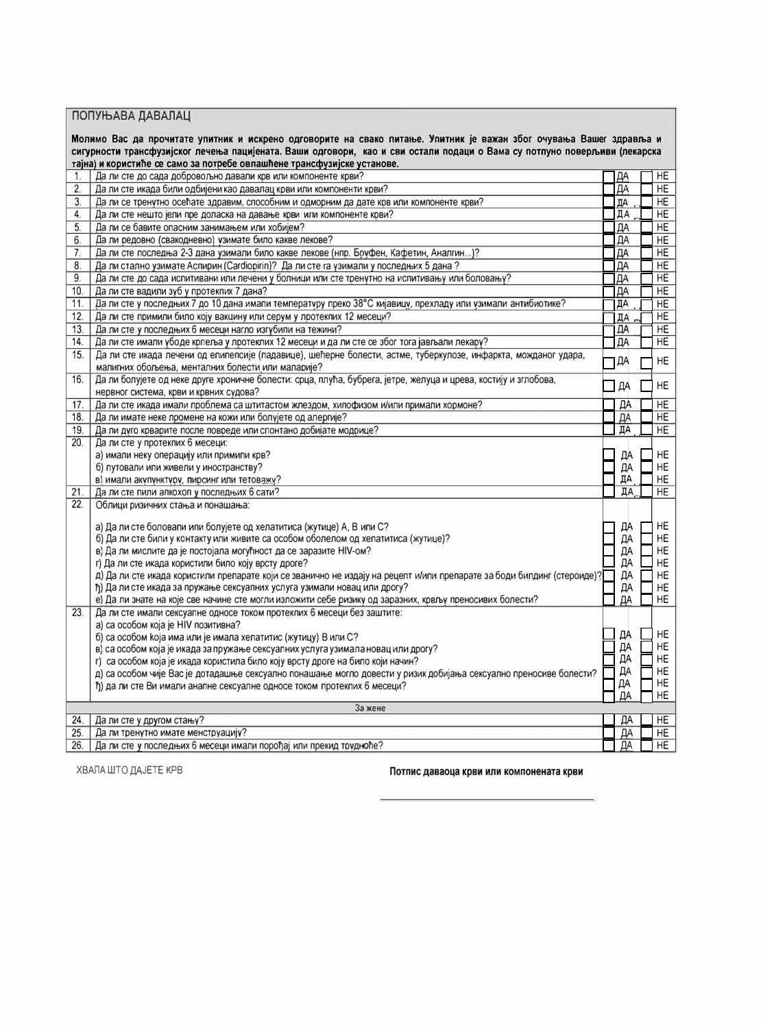## ПОПУЊАВА ДАВАЛАЦ

**Молимо Вас да прочитате упитник и искрено одговорите на свако питање. Упитник је важан због очувања Вашег здравља и сигурности трансфузијског лечења пацијената. Ваши одговори, као и сви остали подаци о Вама су потпуно поверљиви (лекарска тајна) и користиће се само за потребе овлашћене трансфузијске установе.**

| | | | |
|---|---|---|---|
| 1. | Да ли сте до сада добровољно давали крв или компоненте крви? | ДА | НЕ |
| 2. | Да ли сте икада били одбијени као давалац крви или компоненти крви? | ДА | НЕ |
| 3. | Да ли се тренутно осећате здравим, способним и одморним да дате крв или компоненте крви? | ДА | НЕ |
| 4. | Да ли сте нешто јели пре доласка на давање крви или компоненте крви? | ДА | НЕ |
| 5. | Да ли се бавите опасним занимањем или хобијем? | ДА | НЕ |
| 6. | Да ли редовно (свакодневно) узимате било какве лекове? | ДА | НЕ |
| 7. | Да ли сте последња 2-3 дана узимали било какве лекове (нпр. Бруфен, Кафетин, Аналгин...)? | ДА | НЕ |
| 8. | Да ли стално узимате Аспирин (Cardiopirin)? Да ли сте га узимали у последњих 5 дана ? | ДА | НЕ |
| 9. | Да ли сте до сада испитивани или лечени у болници или сте тренутно на испитивању или боловању? | ДА | НЕ |
| 10. | Да ли сте вадили зуб у протеклих 7 дана? | ДА | НЕ |
| 11. | Да ли сте у последњих 7 до 10 дана имали температуру преко 38°C кијавицу, прехладу или узимали антибиотике? | ДА | НЕ |
| 12. | Да ли сте примили било коју вакцину или серум у протеклих 12 месеци? | ДА | НЕ |
| 13. | Да ли сте у последњих 6 месеци нагло изгубили на тежини? | ДА | НЕ |
| 14. | Да ли сте имали убоде крпеља у протеклих 12 месеци и да ли сте се због тога јављали лекару? | ДА | НЕ |
| 15. | Да ли сте икада лечени од епилепсије (падавице), шећерне болести, астме, туберкулозе, инфаркта, мождaног удара, малигних обољења, менталних болести или маларије? | ДА | НЕ |
| 16. | Да ли болујете од неке друге хроничне болести: срца, плућа, бубрега, јетре, желуца и црева, костију и зглобова, нервног система, крви и крвних судова? | ДА | НЕ |
| 17. | Да ли сте икада имали проблема са штитастом жлездом, хипофизом и/или примали хормоне? | ДА | НЕ |
| 18. | Да ли имате неке промене на кожи или болујете од алергије? | ДА | НЕ |
| 19. | Да ли дуго крварите после повреде или спонтано добијате модрице? | ДА | НЕ |
| 20. | Да ли сте у протеклих 6 месеци: | | |
| | а) имали неку операцију или примили крв? | ДА | НЕ |
| | б) путовали или живели у иностранству? | ДА | НЕ |
| | в) имали акупунктуру, пирсинг или тетоважу? | ДА | НЕ |
| 21. | Да ли сте пили алкохол у последњих 6 сати? | ДА | НЕ |
| 22. | Облици ризичних стања и понашања: | | |
| | а) Да ли сте боловали или болујете од хепатитиса (жутице) А, В или С? | ДА | НЕ |
| | б) Да ли сте били у контакту или живете са особом оболелом од хепатитиса (жутице)? | ДА | НЕ |
| | в) Да ли мислите да је постојала могућност да се заразите HIV-ом? | ДА | НЕ |
| | г) Да ли сте икада користили било коју врсту дроге? | ДА | НЕ |
| | д) Да ли сте икада користили препарате који се званично не издају на рецепт и/или препарате за боди билдинг (стероиде)? | ДА | НЕ |
| | ђ) Да ли сте икада за пружање сексуалних услуга узимали новац или дрогу? | ДА | НЕ |
| | е) Да ли знате на које све начине сте могли изложити себе ризику од заразних, крвљу преносивих болести? | ДА | НЕ |
| 23. | Да ли сте имали сексуалне односе током протеклих 6 месеци без заштите: | | |
| | а) са особом која је HIV позитивна? | ДА | НЕ |
| | б) са особом која има или је имала хепатитис (жутицу) В или С? | ДА | НЕ |
| | в) са особом која је икада за пружање сексуалних услуга узимала новац или дрогу? | ДА | НЕ |
| | г) са особом која је икада користила било коју врсту дроге на било који начин? | ДА | НЕ |
| | д) са особом чије Вас је дотадашње сексуално понашање могло довести у ризик добијања сексуално преносиве болести? | ДА | НЕ |
| | ђ) да ли сте Ви имали аналне сексуалне односе током протеклих 6 месеци? | ДА | НЕ |
| | **За жене** | | |
| 24. | Да ли сте у другом стању? | ДА | НЕ |
| 25. | Да ли тренутно имате менструацију? | ДА | НЕ |
| 26. | Да ли сте у последњих 6 месеци имали порођај или прекид трудноће? | ДА | НЕ |

ХВАЛА ШТО ДАЈЕТЕ КРВ

**Потпис даваоца крви или компонената крви**

_______________________________